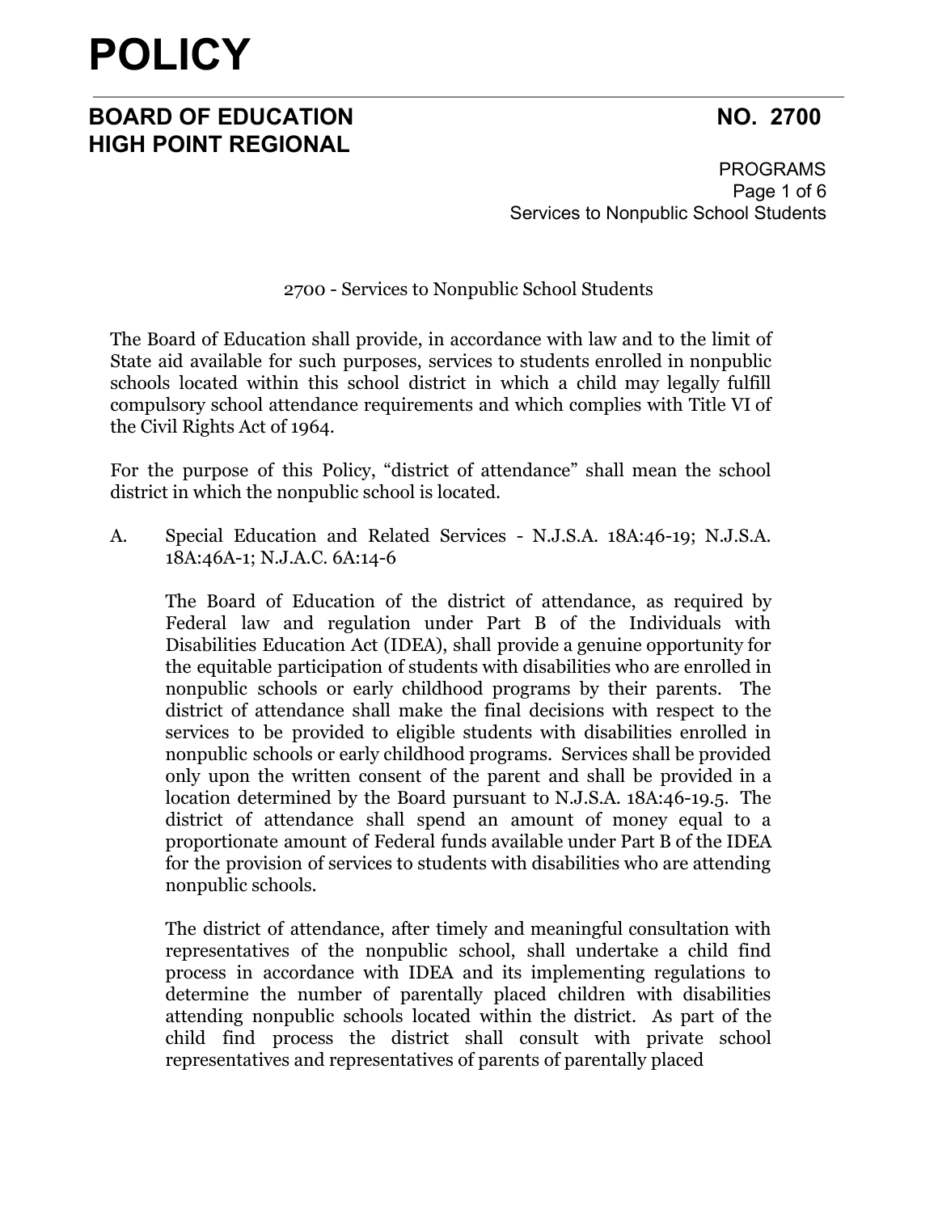# POLICY

## BOARD OF EDUCATION HIGH POINT REGIONAL

**NO. 2700**

PROGRAMS

Services to Nonpublic School Students

2700 - Services to Nonpublic School Students

The Board of Education shall provide, in accordance with law and to the limit of State aid available for such purposes, services to students enrolled in nonpublic schools located within this school district in which a child may legally fulfill compulsory school attendance requirements and which complies with Title VI of the Civil Rights Act of 1964.

For the purpose of this Policy, "district of attendance" shall mean the school district in which the nonpublic school is located.

A. Special Education and Related Services - N.J.S.A. 18A:46-19; N.J.S.A. 18A:46A-1; N.J.A.C. 6A:14-6

The Board of Education of the district of attendance, as required by Federal law and regulation under Part B of the Individuals with Disabilities Education Act (IDEA), shall provide a genuine opportunity for the equitable participation of students with disabilities who are enrolled in nonpublic schools or early childhood programs by their parents. The district of attendance shall make the final decisions with respect to the services to be provided to eligible students with disabilities enrolled in nonpublic schools or early childhood programs. Services shall be provided only upon the written consent of the parent and shall be provided in a location determined by the Board pursuant to N.J.S.A. 18A:46-19.5. The district of attendance shall spend an amount of money equal to a proportionate amount of Federal funds available under Part B of the IDEA for the provision of services to students with disabilities who are attending nonpublic schools.

The district of attendance, after timely and meaningful consultation with representatives of the nonpublic school, shall undertake a child find process in accordance with IDEA and its implementing regulations to determine the number of parentally placed children with disabilities attending nonpublic schools located within the district. As part of the child find process the district shall consult with private school representatives and representatives of parents of parentally placed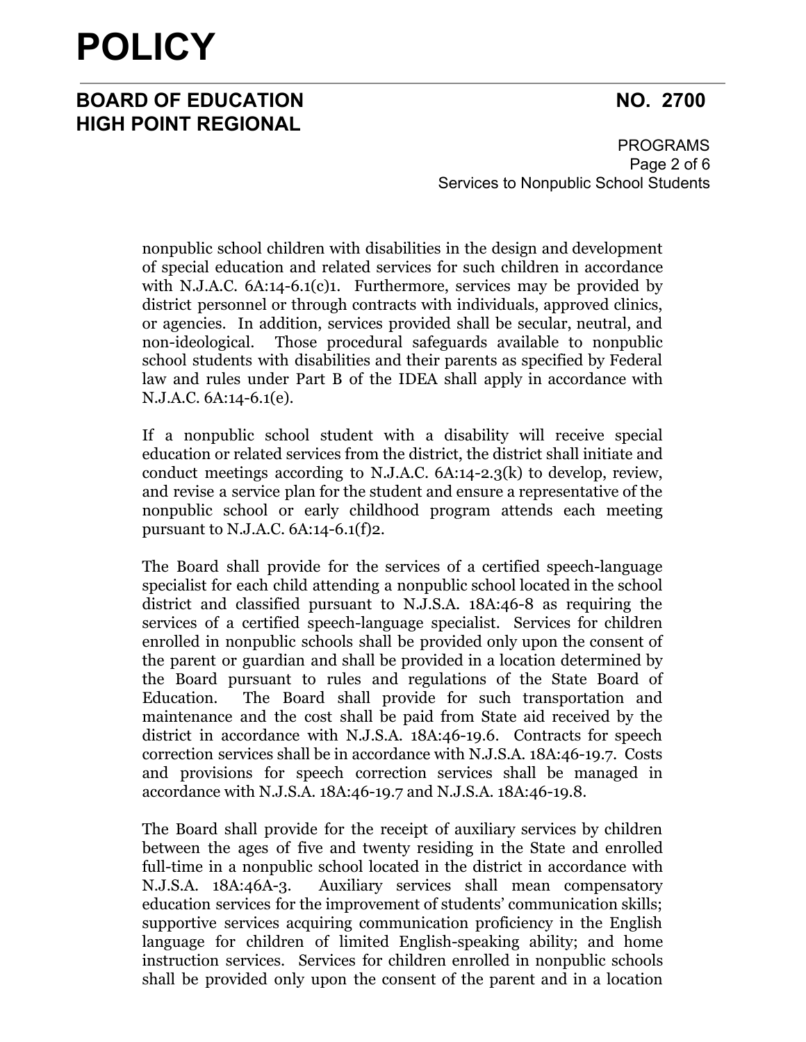nonpublic school children with disabilities in the design and development of special education and related services for such children in accordance with N.J.A.C. 6A:14-6.1(c)1. Furthermore, services may be provided by district personnel or through contracts with individuals, approved clinics, or agencies. In addition, services provided shall be secular, neutral, and non-ideological. Those procedural safeguards available to nonpublic school students with disabilities and their parents as specified by Federal law and rules under Part B of the IDEA shall apply in accordance with N.J.A.C. 6A:14-6.1(e).

If a nonpublic school student with a disability will receive special education or related services from the district, the district shall initiate and conduct meetings according to N.J.A.C. 6A:14-2.3(k) to develop, review, and revise a service plan for the student and ensure a representative of the nonpublic school or early childhood program attends each meeting pursuant to N.J.A.C. 6A:14-6.1(f)2.

The Board shall provide for the services of a certified speech-language specialist for each child attending a nonpublic school located in the school district and classified pursuant to N.J.S.A. 18A:46-8 as requiring the services of a certified speech-language specialist. Services for children enrolled in nonpublic schools shall be provided only upon the consent of the parent or guardian and shall be provided in a location determined by the Board pursuant to rules and regulations of the State Board of Education. The Board shall provide for such transportation and maintenance and the cost shall be paid from State aid received by the district in accordance with N.J.S.A. 18A:46-19.6. Contracts for speech correction services shall be in accordance with N.J.S.A. 18A:46-19.7. Costs and provisions for speech correction services shall be managed in accordance with N.J.S.A. 18A:46-19.7 and N.J.S.A. 18A:46-19.8.

The Board shall provide for the receipt of auxiliary services by children between the ages of five and twenty residing in the State and enrolled full-time in a nonpublic school located in the district in accordance with N.J.S.A. 18A:46A-3. Auxiliary services shall mean compensatory education services for the improvement of students' communication skills; supportive services acquiring communication proficiency in the English language for children of limited English-speaking ability; and home instruction services. Services for children enrolled in nonpublic schools shall be provided only upon the consent of the parent and in a location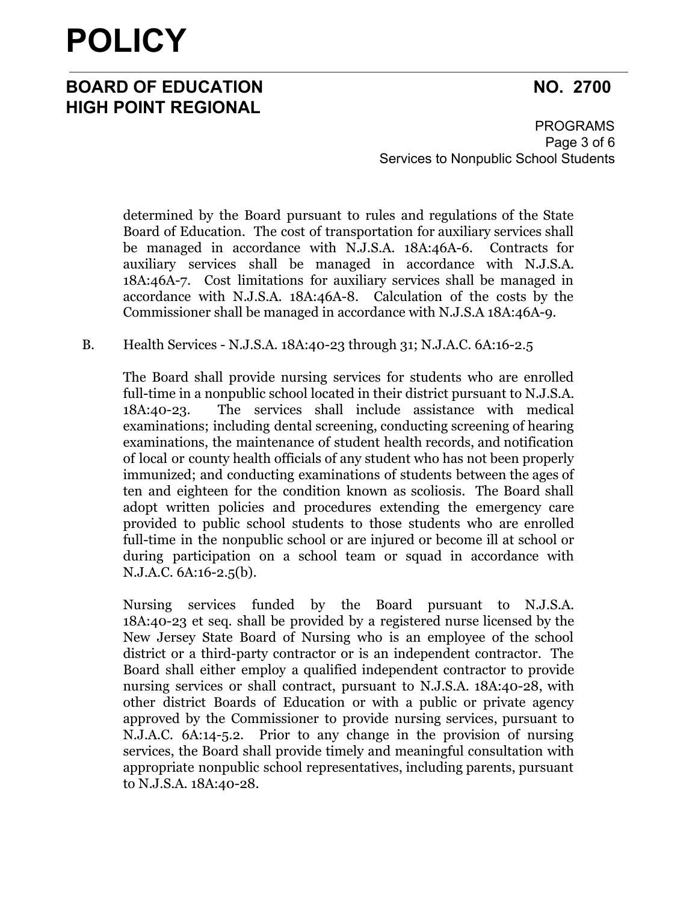determined by the Board pursuant to rules and regulations of the State Board of Education. The cost of transportation for auxiliary services shall be managed in accordance with N.J.S.A. 18A:46A-6. Contracts for auxiliary services shall be managed in accordance with N.J.S.A. 18A:46A-7. Cost limitations for auxiliary services shall be managed in accordance with N.J.S.A. 18A:46A-8. Calculation of the costs by the Commissioner shall be managed in accordance with N.J.S.A 18A:46A-9.

B. Health Services - N.J.S.A. 18A:40-23 through 31; N.J.A.C. 6A:16-2.5

The Board shall provide nursing services for students who are enrolled full-time in a nonpublic school located in their district pursuant to N.J.S.A. 18A:40-23. The services shall include assistance with medical examinations; including dental screening, conducting screening of hearing examinations, the maintenance of student health records, and notification of local or county health officials of any student who has not been properly immunized; and conducting examinations of students between the ages of ten and eighteen for the condition known as scoliosis. The Board shall adopt written policies and procedures extending the emergency care provided to public school students to those students who are enrolled full-time in the nonpublic school or are injured or become ill at school or during participation on a school team or squad in accordance with N.J.A.C. 6A:16-2.5(b).

Nursing services funded by the Board pursuant to N.J.S.A. 18A:40-23 et seq. shall be provided by a registered nurse licensed by the New Jersey State Board of Nursing who is an employee of the school district or a third-party contractor or is an independent contractor. The Board shall either employ a qualified independent contractor to provide nursing services or shall contract, pursuant to N.J.S.A. 18A:40-28, with other district Boards of Education or with a public or private agency approved by the Commissioner to provide nursing services, pursuant to N.J.A.C. 6A:14-5.2. Prior to any change in the provision of nursing services, the Board shall provide timely and meaningful consultation with appropriate nonpublic school representatives, including parents, pursuant to N.J.S.A. 18A:40-28.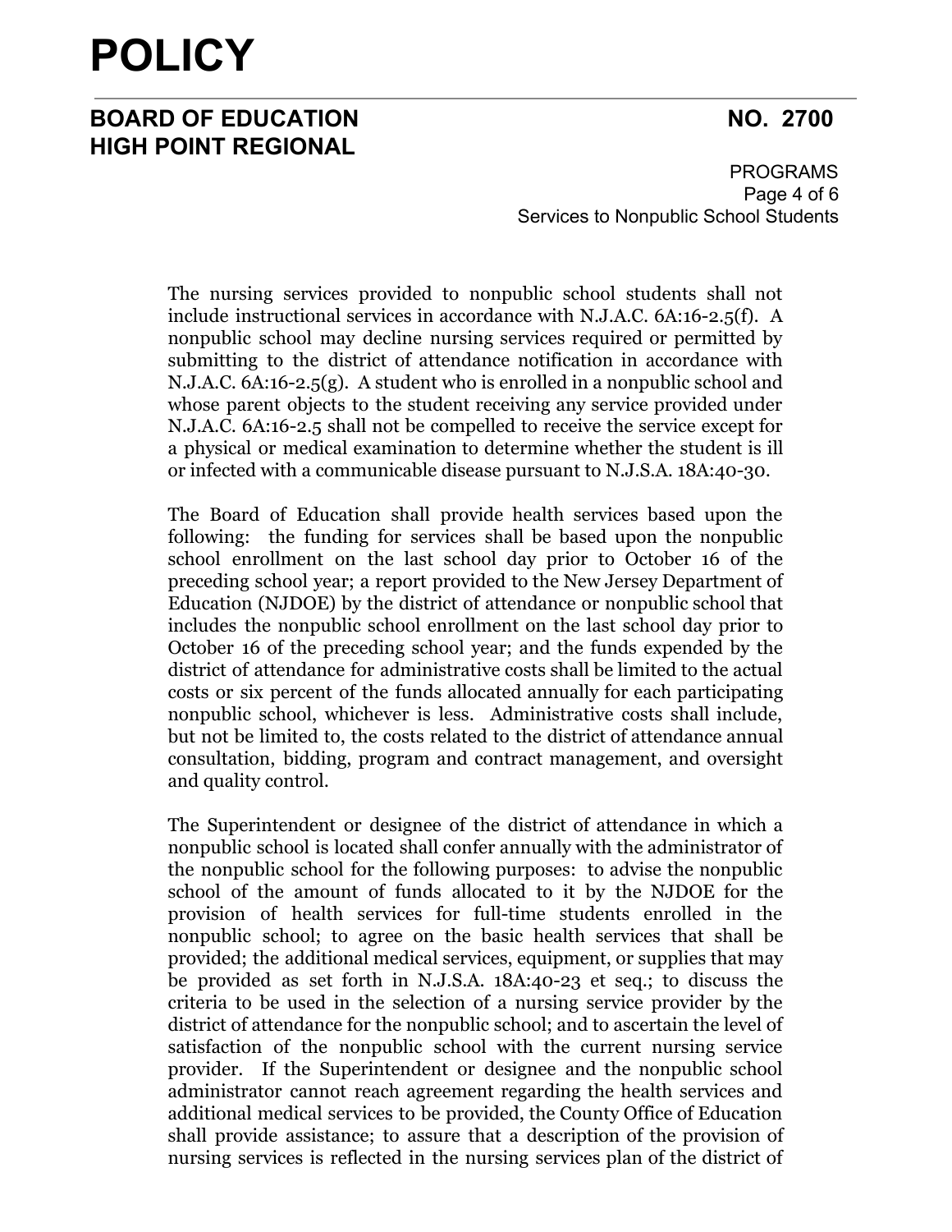The nursing services provided to nonpublic school students shall not include instructional services in accordance with N.J.A.C. 6A:16-2.5(f). A nonpublic school may decline nursing services required or permitted by submitting to the district of attendance notification in accordance with N.J.A.C. 6A:16-2.5(g). A student who is enrolled in a nonpublic school and whose parent objects to the student receiving any service provided under N.J.A.C. 6A:16-2.5 shall not be compelled to receive the service except for a physical or medical examination to determine whether the student is ill or infected with a communicable disease pursuant to N.J.S.A. 18A:40-30.

The Board of Education shall provide health services based upon the following: the funding for services shall be based upon the nonpublic school enrollment on the last school day prior to October 16 of the preceding school year; a report provided to the New Jersey Department of Education (NJDOE) by the district of attendance or nonpublic school that includes the nonpublic school enrollment on the last school day prior to October 16 of the preceding school year; and the funds expended by the district of attendance for administrative costs shall be limited to the actual costs or six percent of the funds allocated annually for each participating nonpublic school, whichever is less. Administrative costs shall include, but not be limited to, the costs related to the district of attendance annual consultation, bidding, program and contract management, and oversight and quality control.

The Superintendent or designee of the district of attendance in which a nonpublic school is located shall confer annually with the administrator of the nonpublic school for the following purposes: to advise the nonpublic school of the amount of funds allocated to it by the NJDOE for the provision of health services for full-time students enrolled in the nonpublic school; to agree on the basic health services that shall be provided; the additional medical services, equipment, or supplies that may be provided as set forth in N.J.S.A. 18A:40-23 et seq.; to discuss the criteria to be used in the selection of a nursing service provider by the district of attendance for the nonpublic school; and to ascertain the level of satisfaction of the nonpublic school with the current nursing service provider. If the Superintendent or designee and the nonpublic school administrator cannot reach agreement regarding the health services and additional medical services to be provided, the County Office of Education shall provide assistance; to assure that a description of the provision of nursing services is reflected in the nursing services plan of the district of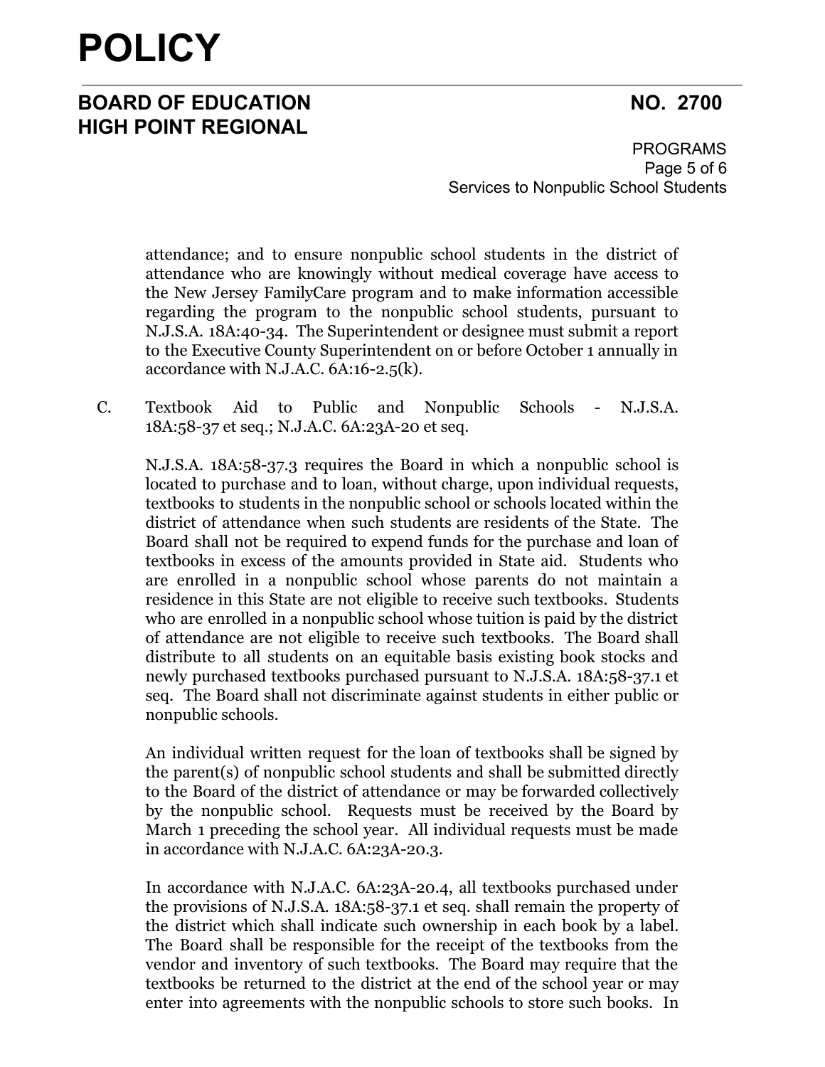attendance; and to ensure nonpublic school students in the district of attendance who are knowingly without medical coverage have access to the New Jersey FamilyCare program and to make information accessible regarding the program to the nonpublic school students, pursuant to N.J.S.A. 18A:40-34. The Superintendent or designee must submit a report to the Executive County Superintendent on or before October 1 annually in accordance with N.J.A.C. 6A:16-2.5(k).

C. Textbook Aid to Public and Nonpublic Schools - N.J.S.A. 18A:58-37 et seq.; N.J.A.C. 6A:23A-20 et seq.

N.J.S.A. 18A:58-37.3 requires the Board in which a nonpublic school is located to purchase and to loan, without charge, upon individual requests, textbooks to students in the nonpublic school or schools located within the district of attendance when such students are residents of the State. The Board shall not be required to expend funds for the purchase and loan of textbooks in excess of the amounts provided in State aid. Students who are enrolled in a nonpublic school whose parents do not maintain a residence in this State are not eligible to receive such textbooks. Students who are enrolled in a nonpublic school whose tuition is paid by the district of attendance are not eligible to receive such textbooks. The Board shall distribute to all students on an equitable basis existing book stocks and newly purchased textbooks purchased pursuant to N.J.S.A. 18A:58-37.1 et seq. The Board shall not discriminate against students in either public or nonpublic schools.

An individual written request for the loan of textbooks shall be signed by the parent(s) of nonpublic school students and shall be submitted directly to the Board of the district of attendance or may be forwarded collectively by the nonpublic school. Requests must be received by the Board by March 1 preceding the school year. All individual requests must be made in accordance with N.J.A.C. 6A:23A-20.3.

In accordance with N.J.A.C. 6A:23A-20.4, all textbooks purchased under the provisions of N.J.S.A. 18A:58-37.1 et seq. shall remain the property of the district which shall indicate such ownership in each book by a label. The Board shall be responsible for the receipt of the textbooks from the vendor and inventory of such textbooks. The Board may require that the textbooks be returned to the district at the end of the school year or may enter into agreements with the nonpublic schools to store such books. In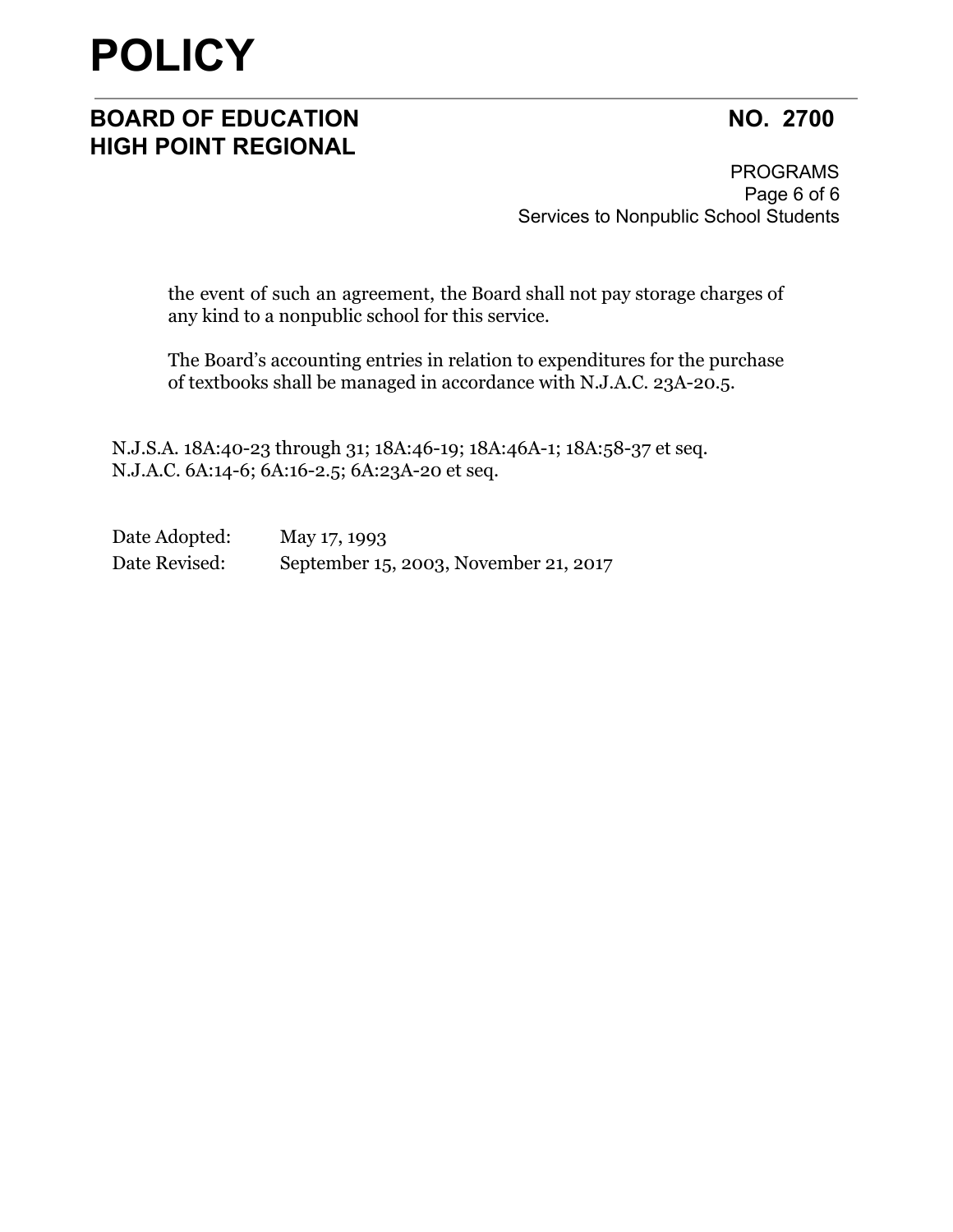the event of such an agreement, the Board shall not pay storage charges of any kind to a nonpublic school for this service.

The Board's accounting entries in relation to expenditures for the purchase of textbooks shall be managed in accordance with N.J.A.C. 23A-20.5.

N.J.S.A. 18A:40-23 through 31; 18A:46-19; 18A:46A-1; 18A:58-37 et seq.
N.J.A.C. 6A:14-6; 6A:16-2.5; 6A:23A-20 et seq.

| | |
|---|---|
| Date Adopted: | May 17, 1993 |
| Date Revised: | September 15, 2003, November 21, 2017 |